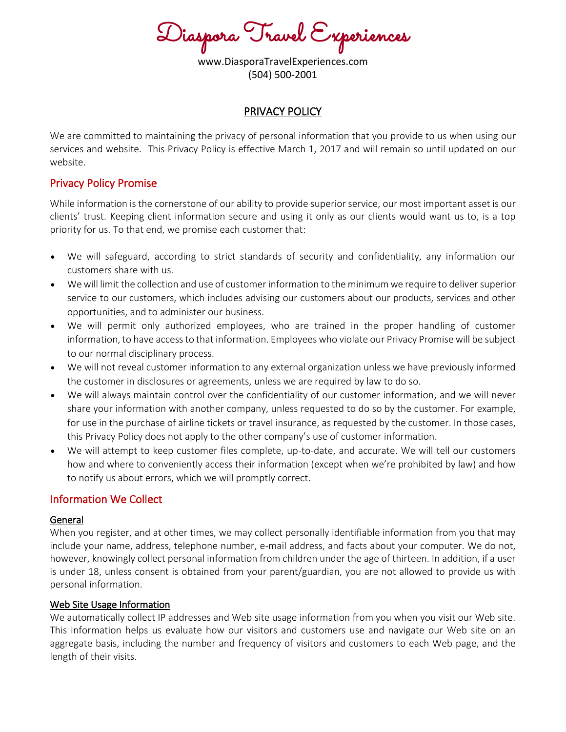# Diaspora Travel Experiences

www.DiasporaTravelExperiences.com
(504) 500-2001

## PRIVACY POLICY

We are committed to maintaining the privacy of personal information that you provide to us when using our services and website. This Privacy Policy is effective March 1, 2017 and will remain so until updated on our website.

### Privacy Policy Promise

While information is the cornerstone of our ability to provide superior service, our most important asset is our clients' trust. Keeping client information secure and using it only as our clients would want us to, is a top priority for us. To that end, we promise each customer that:

- We will safeguard, according to strict standards of security and confidentiality, any information our customers share with us.
- We will limit the collection and use of customer information to the minimum we require to deliver superior service to our customers, which includes advising our customers about our products, services and other opportunities, and to administer our business.
- We will permit only authorized employees, who are trained in the proper handling of customer information, to have access to that information. Employees who violate our Privacy Promise will be subject to our normal disciplinary process.
- We will not reveal customer information to any external organization unless we have previously informed the customer in disclosures or agreements, unless we are required by law to do so.
- We will always maintain control over the confidentiality of our customer information, and we will never share your information with another company, unless requested to do so by the customer. For example, for use in the purchase of airline tickets or travel insurance, as requested by the customer. In those cases, this Privacy Policy does not apply to the other company's use of customer information.
- We will attempt to keep customer files complete, up-to-date, and accurate. We will tell our customers how and where to conveniently access their information (except when we're prohibited by law) and how to notify us about errors, which we will promptly correct.

### Information We Collect

#### General

When you register, and at other times, we may collect personally identifiable information from you that may include your name, address, telephone number, e-mail address, and facts about your computer. We do not, however, knowingly collect personal information from children under the age of thirteen. In addition, if a user is under 18, unless consent is obtained from your parent/guardian, you are not allowed to provide us with personal information.

#### Web Site Usage Information

We automatically collect IP addresses and Web site usage information from you when you visit our Web site. This information helps us evaluate how our visitors and customers use and navigate our Web site on an aggregate basis, including the number and frequency of visitors and customers to each Web page, and the length of their visits.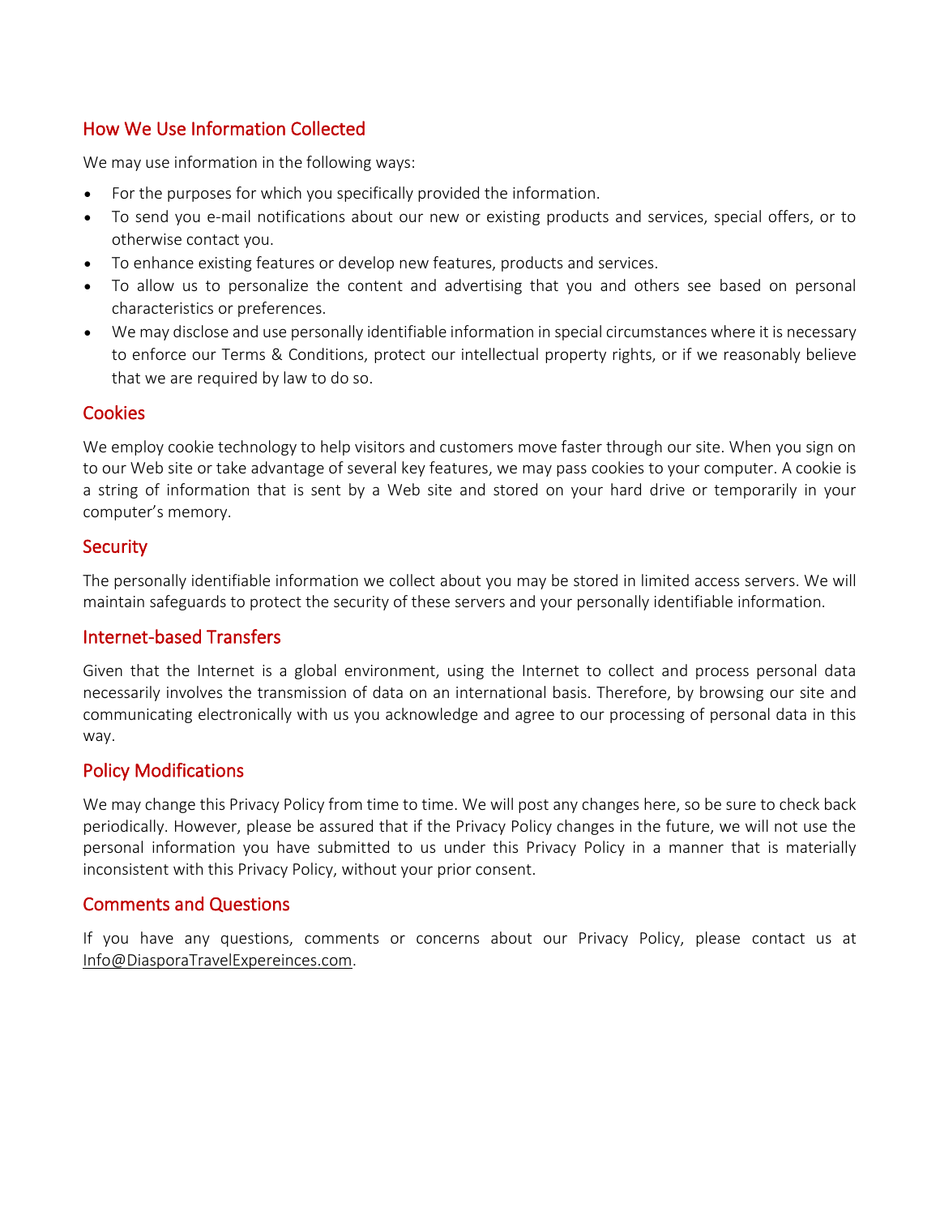## How We Use Information Collected

We may use information in the following ways:

- For the purposes for which you specifically provided the information.
- To send you e-mail notifications about our new or existing products and services, special offers, or to otherwise contact you.
- To enhance existing features or develop new features, products and services.
- To allow us to personalize the content and advertising that you and others see based on personal characteristics or preferences.
- We may disclose and use personally identifiable information in special circumstances where it is necessary to enforce our Terms & Conditions, protect our intellectual property rights, or if we reasonably believe that we are required by law to do so.

## Cookies

We employ cookie technology to help visitors and customers move faster through our site. When you sign on to our Web site or take advantage of several key features, we may pass cookies to your computer. A cookie is a string of information that is sent by a Web site and stored on your hard drive or temporarily in your computer's memory.

## Security

The personally identifiable information we collect about you may be stored in limited access servers. We will maintain safeguards to protect the security of these servers and your personally identifiable information.

## Internet-based Transfers

Given that the Internet is a global environment, using the Internet to collect and process personal data necessarily involves the transmission of data on an international basis. Therefore, by browsing our site and communicating electronically with us you acknowledge and agree to our processing of personal data in this way.

## Policy Modifications

We may change this Privacy Policy from time to time. We will post any changes here, so be sure to check back periodically. However, please be assured that if the Privacy Policy changes in the future, we will not use the personal information you have submitted to us under this Privacy Policy in a manner that is materially inconsistent with this Privacy Policy, without your prior consent.

## Comments and Questions

If you have any questions, comments or concerns about our Privacy Policy, please contact us at Info@DiasporaTravelExpereinces.com.